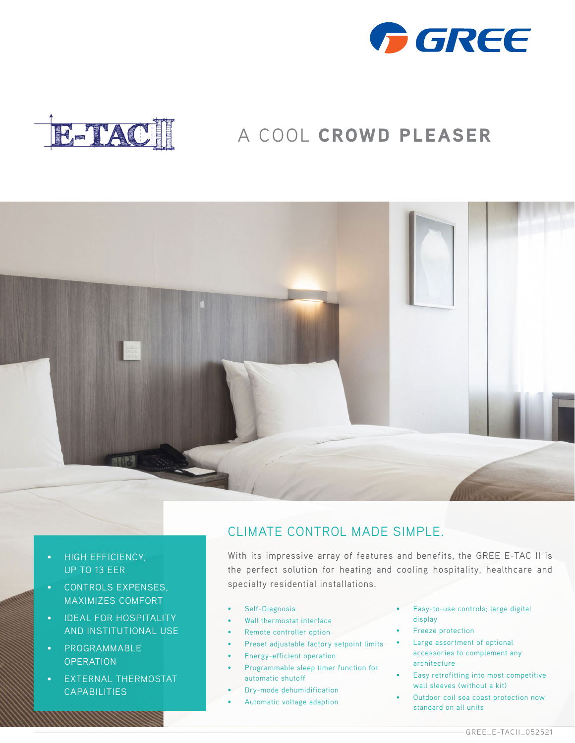# E-TAC II

## A COOL **CROWD PLEASER**

- HIGH EFFICIENCY, UP TO 13 EER
- CONTROLS EXPENSES, MAXIMIZES COMFORT
- IDEAL FOR HOSPITALITY AND INSTITUTIONAL USE
- PROGRAMMABLE OPERATION
- EXTERNAL THERMOSTAT CAPABILITIES

## CLIMATE CONTROL MADE SIMPLE.

With its impressive array of features and benefits, the GREE E-TAC II is the perfect solution for heating and cooling hospitality, healthcare and specialty residential installations.

- Self-Diagnosis
- Wall thermostat interface
- Remote controller option
- Preset adjustable factory setpoint limits
- Energy-efficient operation
- Programmable sleep timer function for automatic shutoff
- Dry-mode dehumidification
- Automatic voltage adaption
- Easy-to-use controls; large digital display
- Freeze protection
- Large assortment of optional accessories to complement any architecture
- Easy retrofitting into most competitive wall sleeves (without a kit)
- Outdoor coil sea coast protection now standard on all units

GREE_E-TACII_052521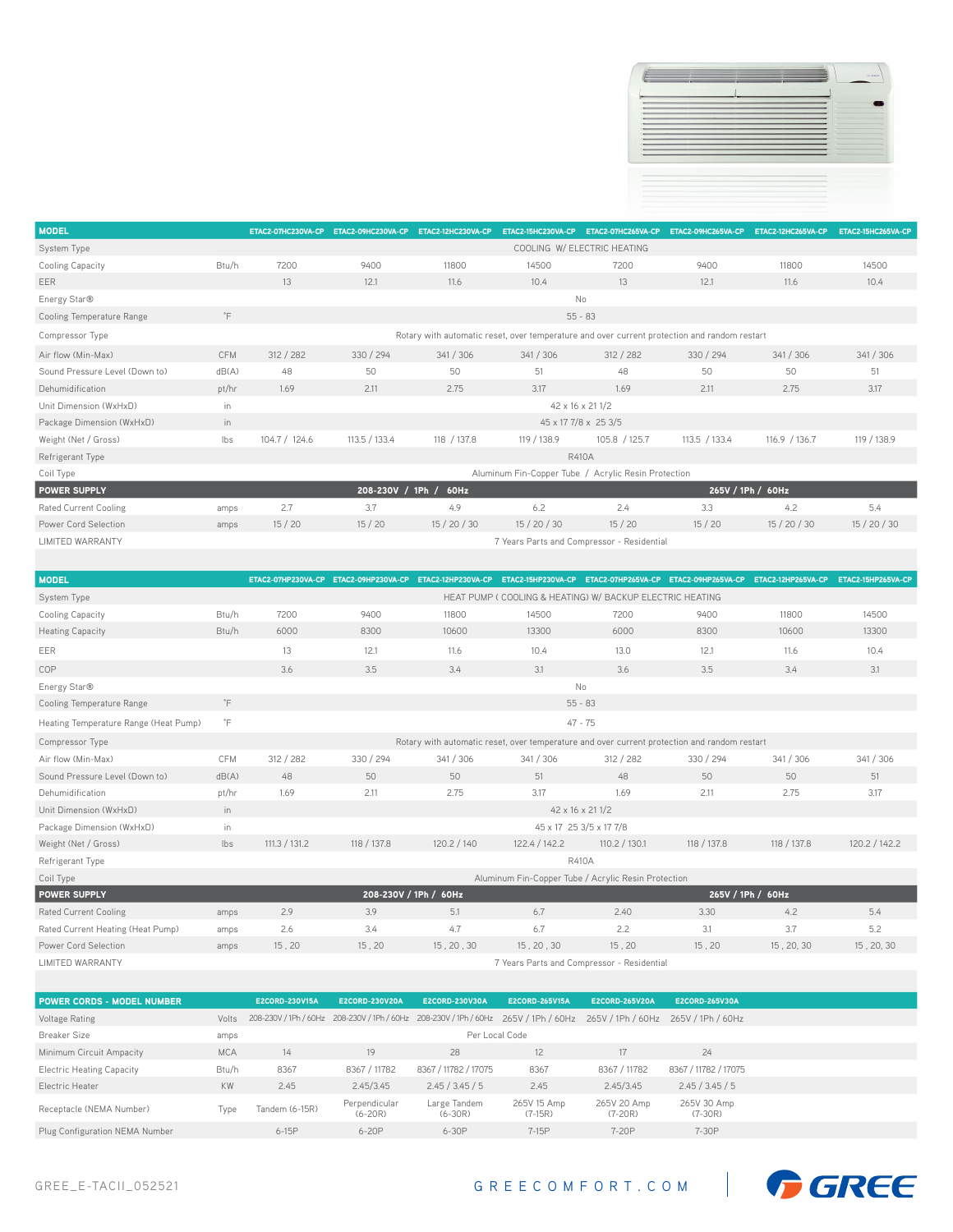| MODEL | | ETAC2-07HC230VA-CP | ETAC2-09HC230VA-CP | ETAC2-12HC230VA-CP | ETAC2-15HC230VA-CP | ETAC2-07HC265VA-CP | ETAC2-09HC265VA-CP | ETAC2-12HC265VA-CP | ETAC2-15HC265VA-CP |
|---|---|---|---|---|---|---|---|---|---|
| System Type | | COOLING W/ ELECTRIC HEATING | | | | | | | |
| Cooling Capacity | Btu/h | 7200 | 9400 | 11800 | 14500 | 7200 | 9400 | 11800 | 14500 |
| EER | | 13 | 12.1 | 11.6 | 10.4 | 13 | 12.1 | 11.6 | 10.4 |
| Energy Star® | | No | | | | | | | |
| Cooling Temperature Range | °F | 55 - 83 | | | | | | | |
| Compressor Type | | Rotary with automatic reset, over temperature and over current protection and random restart | | | | | | | |
| Air flow (Min-Max) | CFM | 312 / 282 | 330 / 294 | 341 / 306 | 341 / 306 | 312 / 282 | 330 / 294 | 341 / 306 | 341 / 306 |
| Sound Pressure Level (Down to) | dB(A) | 48 | 50 | 50 | 51 | 48 | 50 | 50 | 51 |
| Dehumidification | pt/hr | 1.69 | 2.11 | 2.75 | 3.17 | 1.69 | 2.11 | 2.75 | 3.17 |
| Unit Dimension (WxHxD) | in | 42 x 16 x 21 1/2 | | | | | | | |
| Package Dimension (WxHxD) | in | 45 x 17 7/8 x 25 3/5 | | | | | | | |
| Weight (Net / Gross) | lbs | 104.7 / 124.6 | 113.5 / 133.4 | 118 / 137.8 | 119 / 138.9 | 105.8 / 125.7 | 113.5 / 133.4 | 116.9 / 136.7 | 119 / 138.9 |
| Refrigerant Type | | R410A | | | | | | | |
| Coil Type | | Aluminum Fin-Copper Tube / Acrylic Resin Protection | | | | | | | |
| **POWER SUPPLY** | | **208-230V / 1Ph / 60Hz** | | | | **265V / 1Ph / 60Hz** | | | |
| Rated Current Cooling | amps | 2.7 | 3.7 | 4.9 | 6.2 | 2.4 | 3.3 | 4.2 | 5.4 |
| Power Cord Selection | amps | 15 / 20 | 15 / 20 | 15 / 20 / 30 | 15 / 20 / 30 | 15 / 20 | 15 / 20 | 15 / 20 / 30 | 15 / 20 / 30 |
| LIMITED WARRANTY | | 7 Years Parts and Compressor - Residential | | | | | | | |

| MODEL | | ETAC2-07HP230VA-CP | ETAC2-09HP230VA-CP | ETAC2-12HP230VA-CP | ETAC2-15HP230VA-CP | ETAC2-07HP265VA-CP | ETAC2-09HP265VA-CP | ETAC2-12HP265VA-CP | ETAC2-15HP265VA-CP |
|---|---|---|---|---|---|---|---|---|---|
| System Type | | HEAT PUMP ( COOLING & HEATING) W/ BACKUP ELECTRIC HEATING | | | | | | | |
| Cooling Capacity | Btu/h | 7200 | 9400 | 11800 | 14500 | 7200 | 9400 | 11800 | 14500 |
| Heating Capacity | Btu/h | 6000 | 8300 | 10600 | 13300 | 6000 | 8300 | 10600 | 13300 |
| EER | | 13 | 12.1 | 11.6 | 10.4 | 13.0 | 12.1 | 11.6 | 10.4 |
| COP | | 3.6 | 3.5 | 3.4 | 3.1 | 3.6 | 3.5 | 3.4 | 3.1 |
| Energy Star® | | No | | | | | | | |
| Cooling Temperature Range | °F | 55 - 83 | | | | | | | |
| Heating Temperature Range (Heat Pump) | °F | 47 - 75 | | | | | | | |
| Compressor Type | | Rotary with automatic reset, over temperature and over current protection and random restart | | | | | | | |
| Air flow (Min-Max) | CFM | 312 / 282 | 330 / 294 | 341 / 306 | 341 / 306 | 312 / 282 | 330 / 294 | 341 / 306 | 341 / 306 |
| Sound Pressure Level (Down to) | dB(A) | 48 | 50 | 50 | 51 | 48 | 50 | 50 | 51 |
| Dehumidification | pt/hr | 1.69 | 2.11 | 2.75 | 3.17 | 1.69 | 2.11 | 2.75 | 3.17 |
| Unit Dimension (WxHxD) | in | 42 x 16 x 21 1/2 | | | | | | | |
| Package Dimension (WxHxD) | in | 45 x 17 25 3/5 x 17 7/8 | | | | | | | |
| Weight (Net / Gross) | lbs | 111.3 / 131.2 | 118 / 137.8 | 120.2 / 140 | 122.4 / 142.2 | 110.2 / 130.1 | 118 / 137.8 | 118 / 137.8 | 120.2 / 142.2 |
| Refrigerant Type | | R410A | | | | | | | |
| Coil Type | | Aluminum Fin-Copper Tube / Acrylic Resin Protection | | | | | | | |
| **POWER SUPPLY** | | **208-230V / 1Ph / 60Hz** | | | | **265V / 1Ph / 60Hz** | | | |
| Rated Current Cooling | amps | 2.9 | 3.9 | 5.1 | 6.7 | 2.40 | 3.30 | 4.2 | 5.4 |
| Rated Current Heating (Heat Pump) | amps | 2.6 | 3.4 | 4.7 | 6.7 | 2.2 | 3.1 | 3.7 | 5.2 |
| Power Cord Selection | amps | 15 , 20 | 15 , 20 | 15 , 20 , 30 | 15 , 20 , 30 | 15 , 20 | 15 , 20 | 15 , 20, 30 | 15 , 20, 30 |
| LIMITED WARRANTY | | 7 Years Parts and Compressor - Residential | | | | | | | |

| POWER CORDS - MODEL NUMBER | | E2CORD-230V15A | E2CORD-230V20A | E2CORD-230V30A | E2CORD-265V15A | E2CORD-265V20A | E2CORD-265V30A |
|---|---|---|---|---|---|---|---|
| Voltage Rating | Volts | 208-230V / 1Ph / 60Hz | 208-230V / 1Ph / 60Hz | 208-230V / 1Ph / 60Hz | 265V / 1Ph / 60Hz | 265V / 1Ph / 60Hz | 265V / 1Ph / 60Hz |
| Breaker Size | amps | Per Local Code | | | | | |
| Minimum Circuit Ampacity | MCA | 14 | 19 | 28 | 12 | 17 | 24 |
| Electric Heating Capacity | Btu/h | 8367 | 8367 / 11782 | 8367 / 11782 / 17075 | 8367 | 8367 / 11782 | 8367 / 11782 / 17075 |
| Electric Heater | KW | 2.45 | 2.45/3.45 | 2.45 / 3.45 / 5 | 2.45 | 2.45/3.45 | 2.45 / 3.45 / 5 |
| Receptacle (NEMA Number) | Type | Tandem (6-15R) | Perpendicular (6-20R) | Large Tandem (6-30R) | 265V 15 Amp (7-15R) | 265V 20 Amp (7-20R) | 265V 30 Amp (7-30R) |
| Plug Configuration NEMA Number | | 6-15P | 6-20P | 6-30P | 7-15P | 7-20P | 7-30P |

GREE_E-TACII_052521

GREECOMFORT.COM

GREE